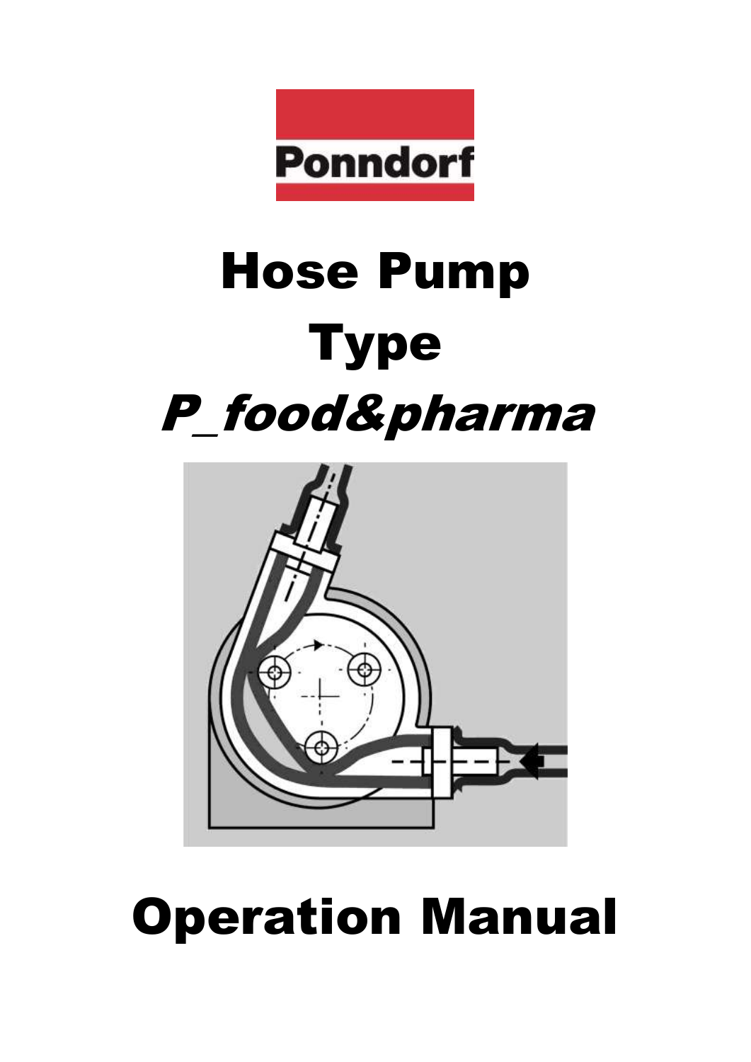Ponndorf

# Hose Pump

# Type

# *P_food&pharma*

# Operation Manual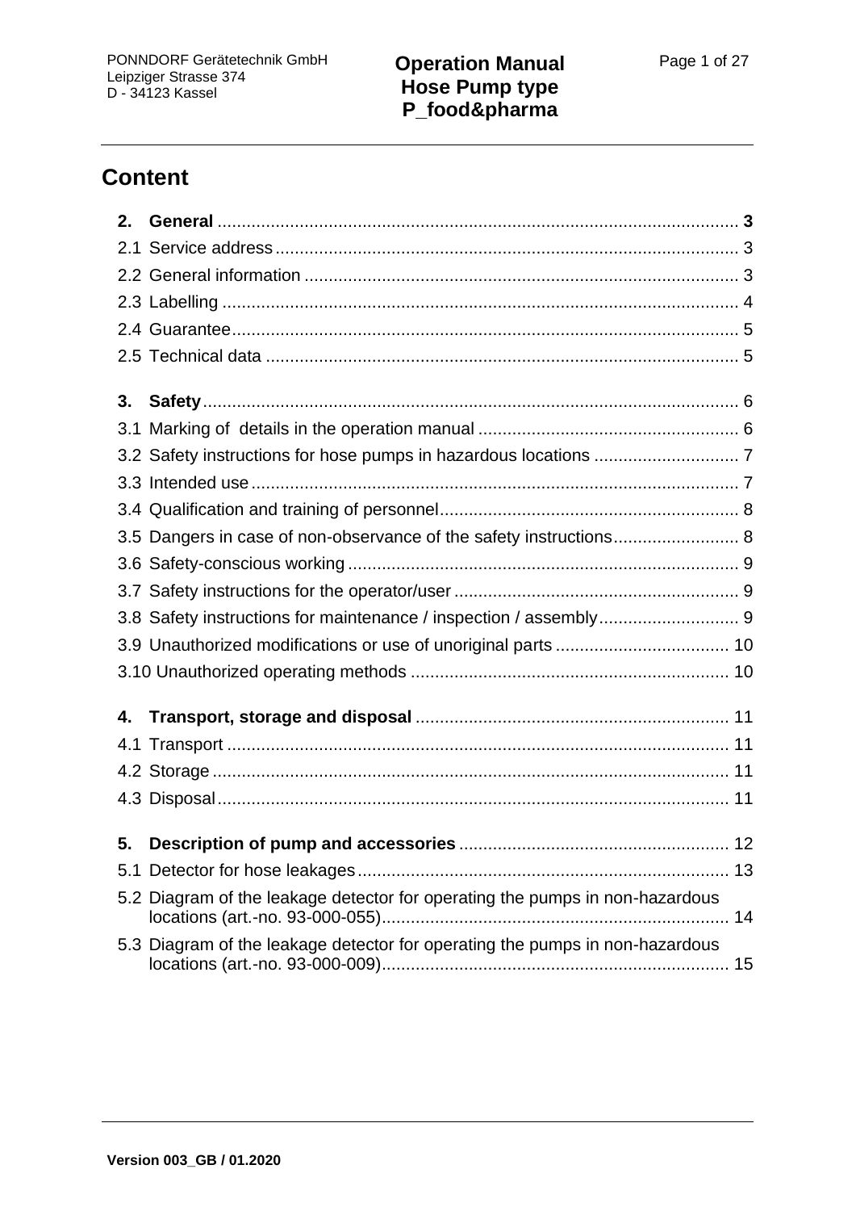# Content

| | | |
|---|---|---|
| **2.** | **General** | **3** |
| 2.1 | Service address | 3 |
| 2.2 | General information | 3 |
| 2.3 | Labelling | 4 |
| 2.4 | Guarantee | 5 |
| 2.5 | Technical data | 5 |
| **3.** | **Safety** | 6 |
| 3.1 | Marking of details in the operation manual | 6 |
| 3.2 | Safety instructions for hose pumps in hazardous locations | 7 |
| 3.3 | Intended use | 7 |
| 3.4 | Qualification and training of personnel | 8 |
| 3.5 | Dangers in case of non-observance of the safety instructions | 8 |
| 3.6 | Safety-conscious working | 9 |
| 3.7 | Safety instructions for the operator/user | 9 |
| 3.8 | Safety instructions for maintenance / inspection / assembly | 9 |
| 3.9 | Unauthorized modifications or use of unoriginal parts | 10 |
| 3.10 | Unauthorized operating methods | 10 |
| **4.** | **Transport, storage and disposal** | 11 |
| 4.1 | Transport | 11 |
| 4.2 | Storage | 11 |
| 4.3 | Disposal | 11 |
| **5.** | **Description of pump and accessories** | 12 |
| 5.1 | Detector for hose leakages | 13 |
| 5.2 | Diagram of the leakage detector for operating the pumps in non-hazardous locations (art.-no. 93-000-055) | 14 |
| 5.3 | Diagram of the leakage detector for operating the pumps in non-hazardous locations (art.-no. 93-000-009) | 15 |

**Version 003_GB / 01.2020**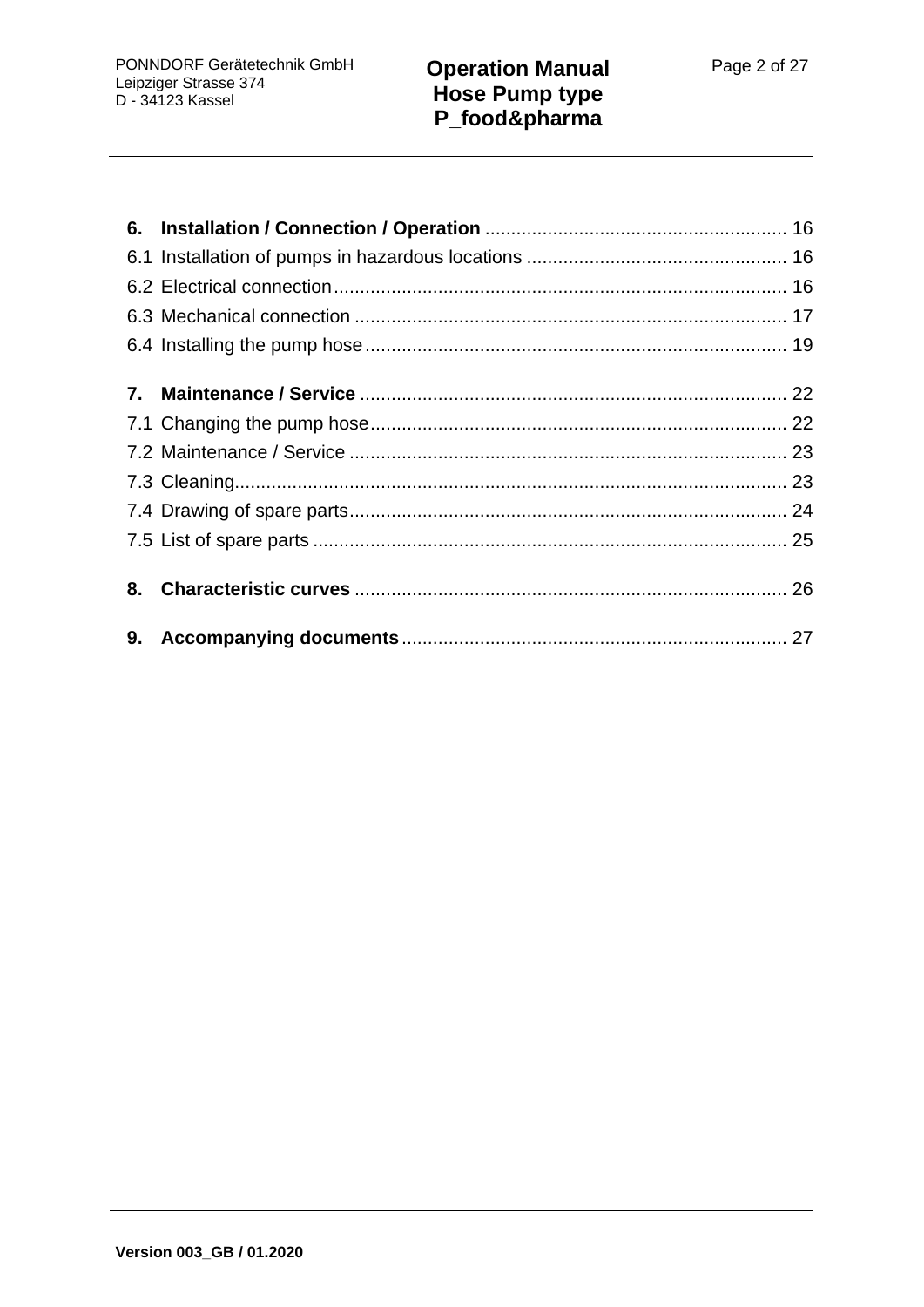| | | |
|---|---|---|
| **6.** | **Installation / Connection / Operation** | 16 |
| 6.1 | Installation of pumps in hazardous locations | 16 |
| 6.2 | Electrical connection | 16 |
| 6.3 | Mechanical connection | 17 |
| 6.4 | Installing the pump hose | 19 |
| **7.** | **Maintenance / Service** | 22 |
| 7.1 | Changing the pump hose | 22 |
| 7.2 | Maintenance / Service | 23 |
| 7.3 | Cleaning | 23 |
| 7.4 | Drawing of spare parts | 24 |
| 7.5 | List of spare parts | 25 |
| **8.** | **Characteristic curves** | 26 |
| **9.** | **Accompanying documents** | 27 |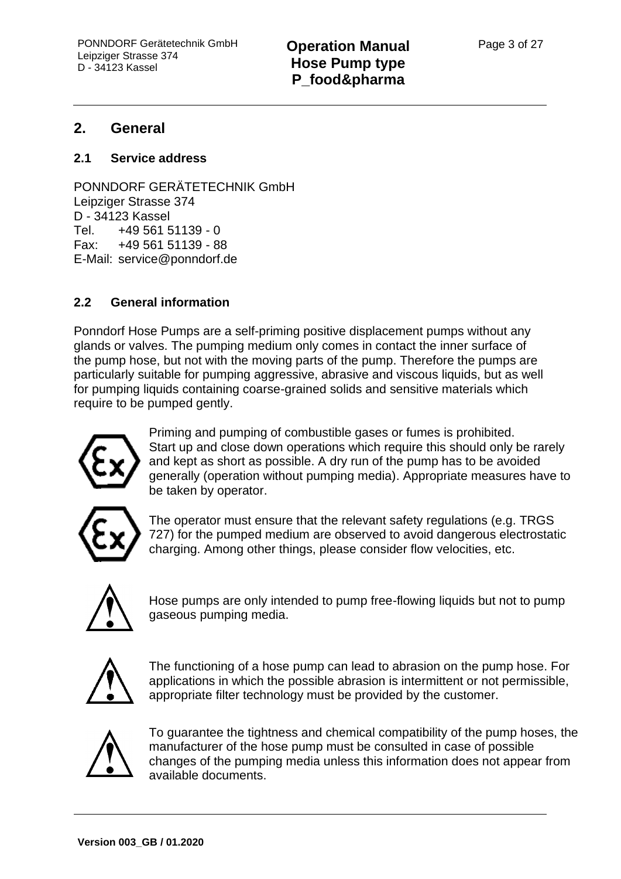## 2. General

### 2.1 Service address

PONNDORF GERÄTETECHNIK GmbH
Leipziger Strasse 374
D - 34123 Kassel
Tel. +49 561 51139 - 0
Fax: +49 561 51139 - 88
E-Mail: service@ponndorf.de

### 2.2 General information

Ponndorf Hose Pumps are a self-priming positive displacement pumps without any glands or valves. The pumping medium only comes in contact the inner surface of the pump hose, but not with the moving parts of the pump. Therefore the pumps are particularly suitable for pumping aggressive, abrasive and viscous liquids, but as well for pumping liquids containing coarse-grained solids and sensitive materials which require to be pumped gently.

Priming and pumping of combustible gases or fumes is prohibited. Start up and close down operations which require this should only be rarely and kept as short as possible. A dry run of the pump has to be avoided generally (operation without pumping media). Appropriate measures have to be taken by operator.

The operator must ensure that the relevant safety regulations (e.g. TRGS 727) for the pumped medium are observed to avoid dangerous electrostatic charging. Among other things, please consider flow velocities, etc.

Hose pumps are only intended to pump free-flowing liquids but not to pump gaseous pumping media.

The functioning of a hose pump can lead to abrasion on the pump hose. For applications in which the possible abrasion is intermittent or not permissible, appropriate filter technology must be provided by the customer.

To guarantee the tightness and chemical compatibility of the pump hoses, the manufacturer of the hose pump must be consulted in case of possible changes of the pumping media unless this information does not appear from available documents.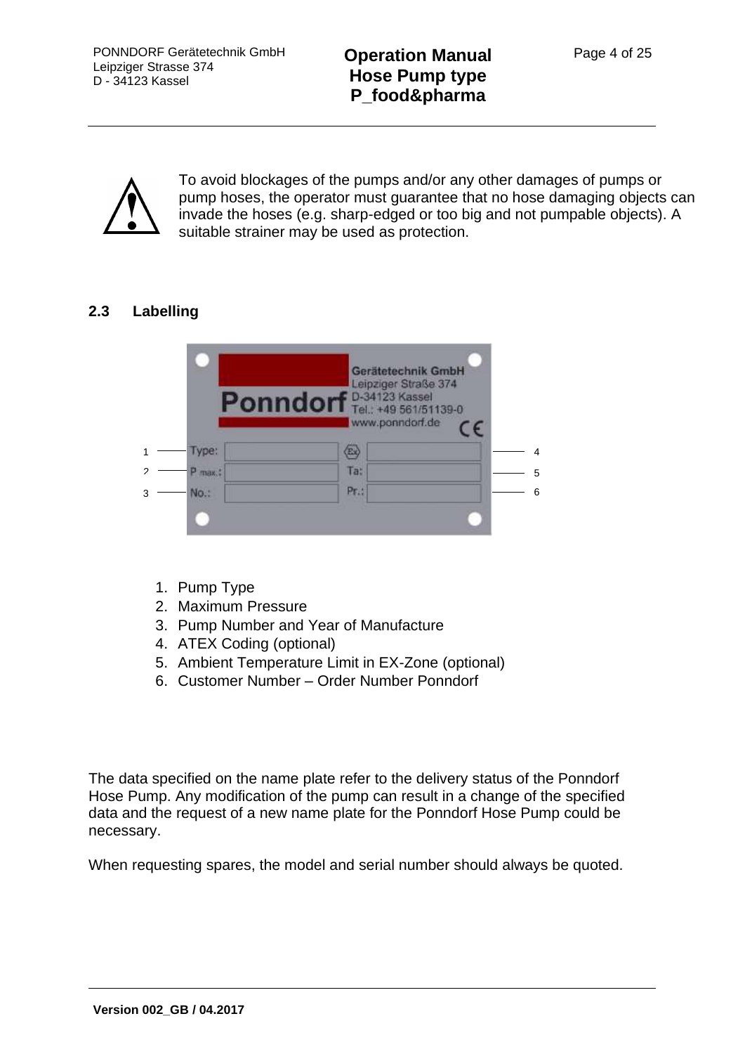To avoid blockages of the pumps and/or any other damages of pumps or pump hoses, the operator must guarantee that no hose damaging objects can invade the hoses (e.g. sharp-edged or too big and not pumpable objects). A suitable strainer may be used as protection.

## 2.3 Labelling

1. Pump Type
2. Maximum Pressure
3. Pump Number and Year of Manufacture
4. ATEX Coding (optional)
5. Ambient Temperature Limit in EX-Zone (optional)
6. Customer Number – Order Number Ponndorf

The data specified on the name plate refer to the delivery status of the Ponndorf Hose Pump. Any modification of the pump can result in a change of the specified data and the request of a new name plate for the Ponndorf Hose Pump could be necessary.

When requesting spares, the model and serial number should always be quoted.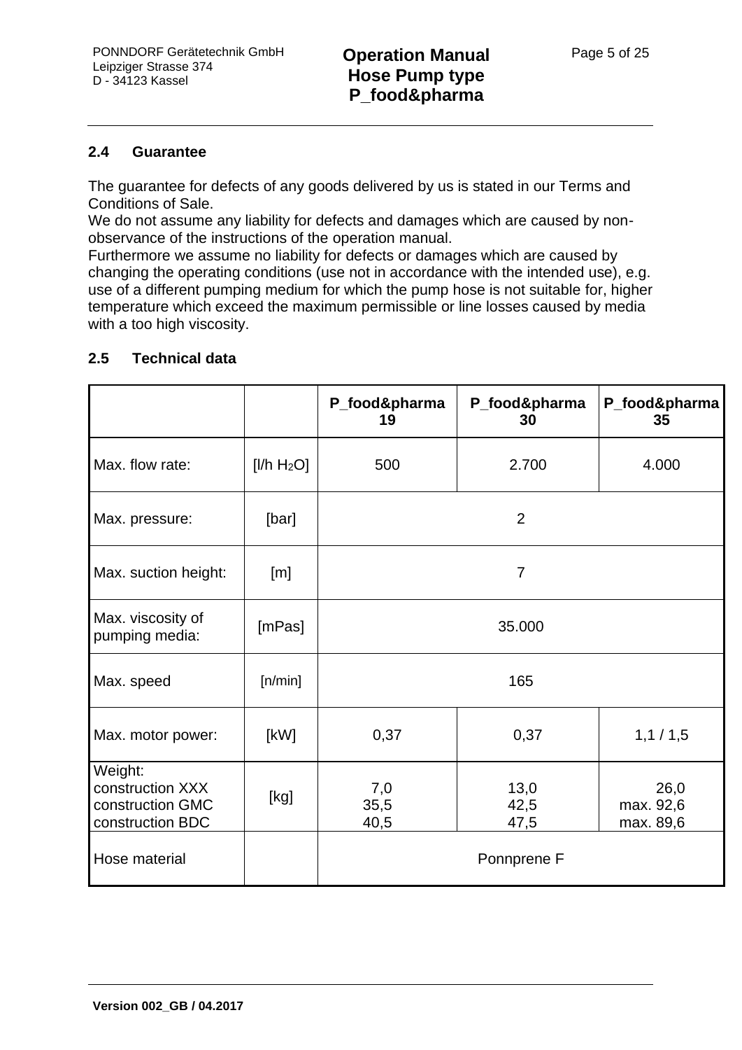## 2.4 Guarantee

The guarantee for defects of any goods delivered by us is stated in our Terms and Conditions of Sale.
We do not assume any liability for defects and damages which are caused by non-observance of the instructions of the operation manual.
Furthermore we assume no liability for defects or damages which are caused by changing the operating conditions (use not in accordance with the intended use), e.g. use of a different pumping medium for which the pump hose is not suitable for, higher temperature which exceed the maximum permissible or line losses caused by media with a too high viscosity.

## 2.5 Technical data

| | | P_food&pharma 19 | P_food&pharma 30 | P_food&pharma 35 |
|---|---|---|---|---|
| Max. flow rate: | [l/h $H_2O$] | 500 | 2.700 | 4.000 |
| Max. pressure: | [bar] | 2 | | |
| Max. suction height: | [m] | 7 | | |
| Max. viscosity of pumping media: | [mPas] | 35.000 | | |
| Max. speed | [n/min] | 165 | | |
| Max. motor power: | [kW] | 0,37 | 0,37 | 1,1 / 1,5 |
| Weight:<br>construction XXX<br>construction GMC<br>construction BDC | [kg] | 7,0<br>35,5<br>40,5 | 13,0<br>42,5<br>47,5 | 26,0<br>max. 92,6<br>max. 89,6 |
| Hose material | | Ponnprene F | | |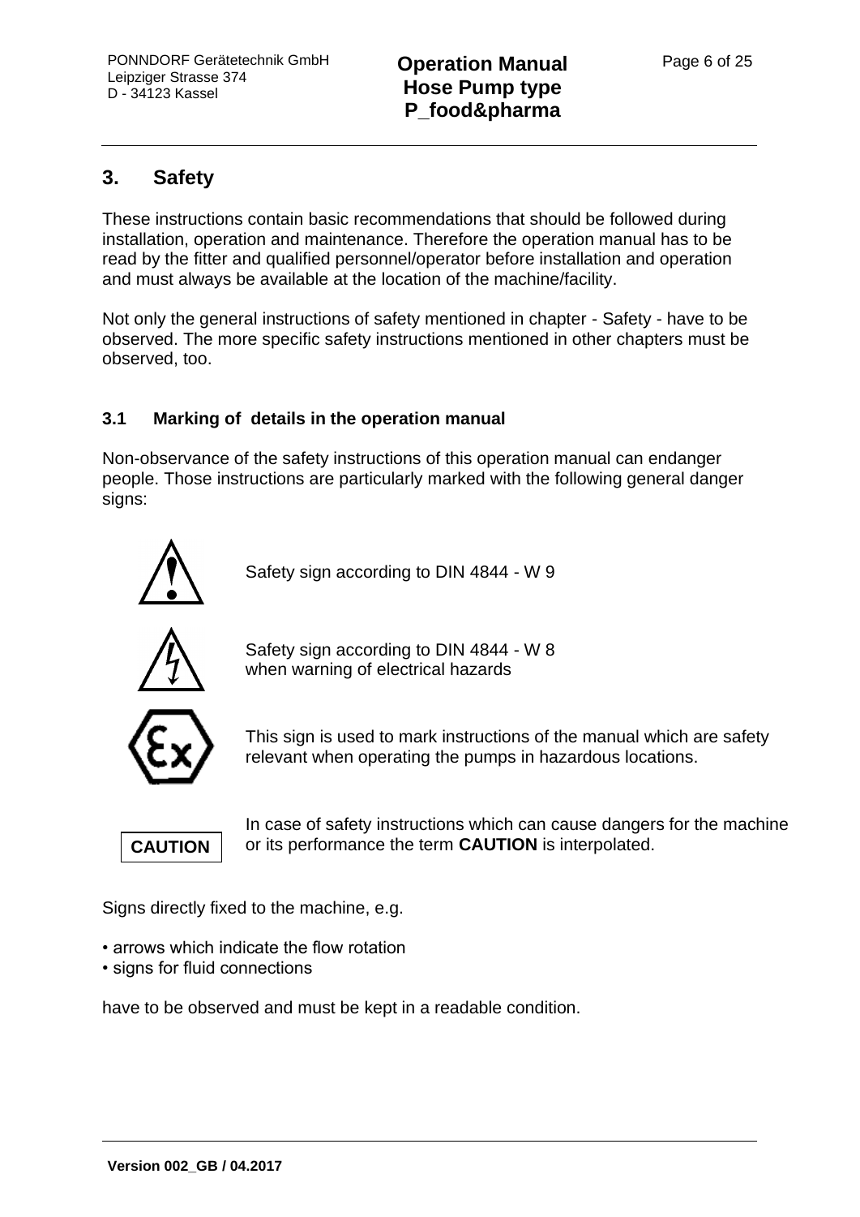# 3. Safety

These instructions contain basic recommendations that should be followed during installation, operation and maintenance. Therefore the operation manual has to be read by the fitter and qualified personnel/operator before installation and operation and must always be available at the location of the machine/facility.

Not only the general instructions of safety mentioned in chapter - Safety - have to be observed. The more specific safety instructions mentioned in other chapters must be observed, too.

## 3.1 Marking of details in the operation manual

Non-observance of the safety instructions of this operation manual can endanger people. Those instructions are particularly marked with the following general danger signs:

Safety sign according to DIN 4844 - W 9

Safety sign according to DIN 4844 - W 8
when warning of electrical hazards

This sign is used to mark instructions of the manual which are safety relevant when operating the pumps in hazardous locations.

**CAUTION**

In case of safety instructions which can cause dangers for the machine or its performance the term **CAUTION** is interpolated.

Signs directly fixed to the machine, e.g.

- arrows which indicate the flow rotation
- signs for fluid connections

have to be observed and must be kept in a readable condition.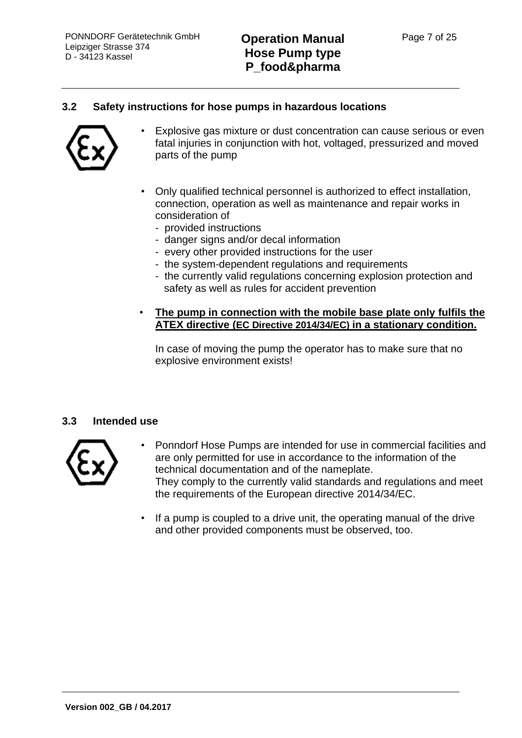## 3.2 Safety instructions for hose pumps in hazardous locations

- Explosive gas mixture or dust concentration can cause serious or even fatal injuries in conjunction with hot, voltaged, pressurized and moved parts of the pump

- Only qualified technical personnel is authorized to effect installation, connection, operation as well as maintenance and repair works in consideration of
  - provided instructions
  - danger signs and/or decal information
  - every other provided instructions for the user
  - the system-dependent regulations and requirements
  - the currently valid regulations concerning explosion protection and safety as well as rules for accident prevention

- **The pump in connection with the mobile base plate only fulfils the ATEX directive (EC Directive 2014/34/EC) in a stationary condition.**

  In case of moving the pump the operator has to make sure that no explosive environment exists!

## 3.3 Intended use

- Ponndorf Hose Pumps are intended for use in commercial facilities and are only permitted for use in accordance to the information of the technical documentation and of the nameplate.
  They comply to the currently valid standards and regulations and meet the requirements of the European directive 2014/34/EC.

- If a pump is coupled to a drive unit, the operating manual of the drive and other provided components must be observed, too.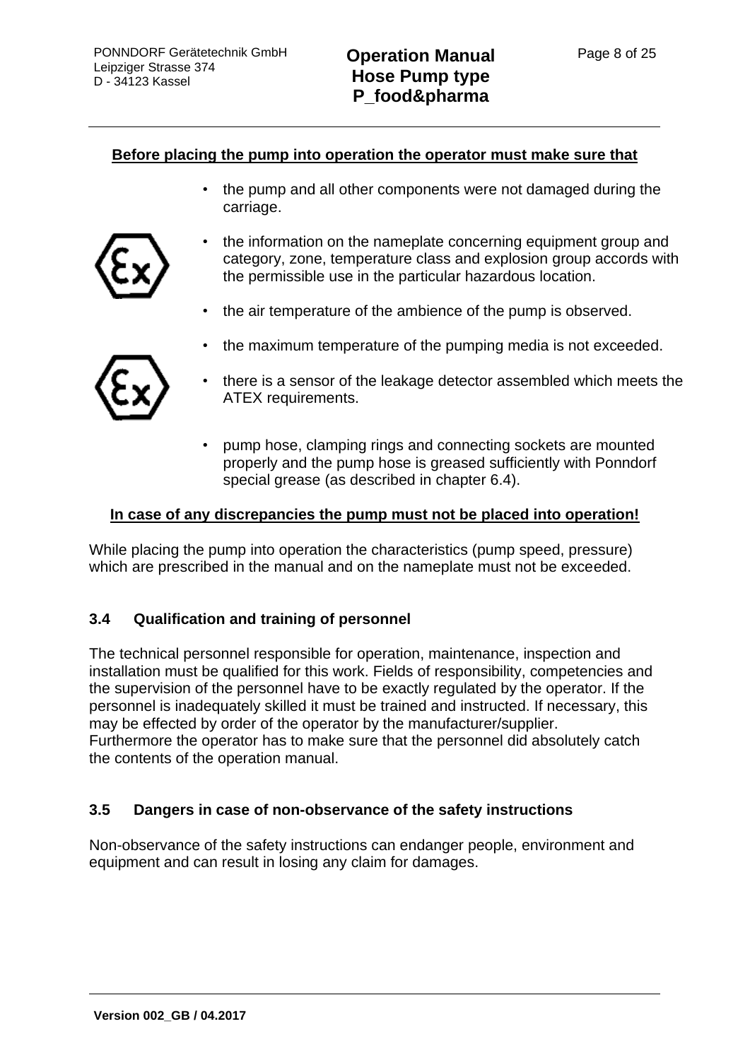**Before placing the pump into operation the operator must make sure that**

- the pump and all other components were not damaged during the carriage.
- the information on the nameplate concerning equipment group and category, zone, temperature class and explosion group accords with the permissible use in the particular hazardous location.
- the air temperature of the ambience of the pump is observed.
- the maximum temperature of the pumping media is not exceeded.
- there is a sensor of the leakage detector assembled which meets the ATEX requirements.
- pump hose, clamping rings and connecting sockets are mounted properly and the pump hose is greased sufficiently with Ponndorf special grease (as described in chapter 6.4).

**In case of any discrepancies the pump must not be placed into operation!**

While placing the pump into operation the characteristics (pump speed, pressure) which are prescribed in the manual and on the nameplate must not be exceeded.

### 3.4 Qualification and training of personnel

The technical personnel responsible for operation, maintenance, inspection and installation must be qualified for this work. Fields of responsibility, competencies and the supervision of the personnel have to be exactly regulated by the operator. If the personnel is inadequately skilled it must be trained and instructed. If necessary, this may be effected by order of the operator by the manufacturer/supplier.
Furthermore the operator has to make sure that the personnel did absolutely catch the contents of the operation manual.

### 3.5 Dangers in case of non-observance of the safety instructions

Non-observance of the safety instructions can endanger people, environment and equipment and can result in losing any claim for damages.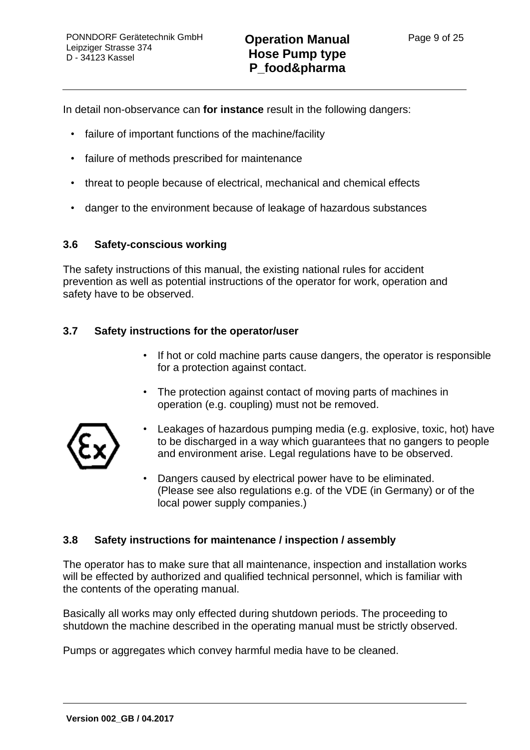In detail non-observance can **for instance** result in the following dangers:

- failure of important functions of the machine/facility
- failure of methods prescribed for maintenance
- threat to people because of electrical, mechanical and chemical effects
- danger to the environment because of leakage of hazardous substances

### 3.6 Safety-conscious working

The safety instructions of this manual, the existing national rules for accident prevention as well as potential instructions of the operator for work, operation and safety have to be observed.

### 3.7 Safety instructions for the operator/user

- If hot or cold machine parts cause dangers, the operator is responsible for a protection against contact.
- The protection against contact of moving parts of machines in operation (e.g. coupling) must not be removed.
- Leakages of hazardous pumping media (e.g. explosive, toxic, hot) have to be discharged in a way which guarantees that no gangers to people and environment arise. Legal regulations have to be observed.
- Dangers caused by electrical power have to be eliminated. (Please see also regulations e.g. of the VDE (in Germany) or of the local power supply companies.)

### 3.8 Safety instructions for maintenance / inspection / assembly

The operator has to make sure that all maintenance, inspection and installation works will be effected by authorized and qualified technical personnel, which is familiar with the contents of the operating manual.

Basically all works may only effected during shutdown periods. The proceeding to shutdown the machine described in the operating manual must be strictly observed.

Pumps or aggregates which convey harmful media have to be cleaned.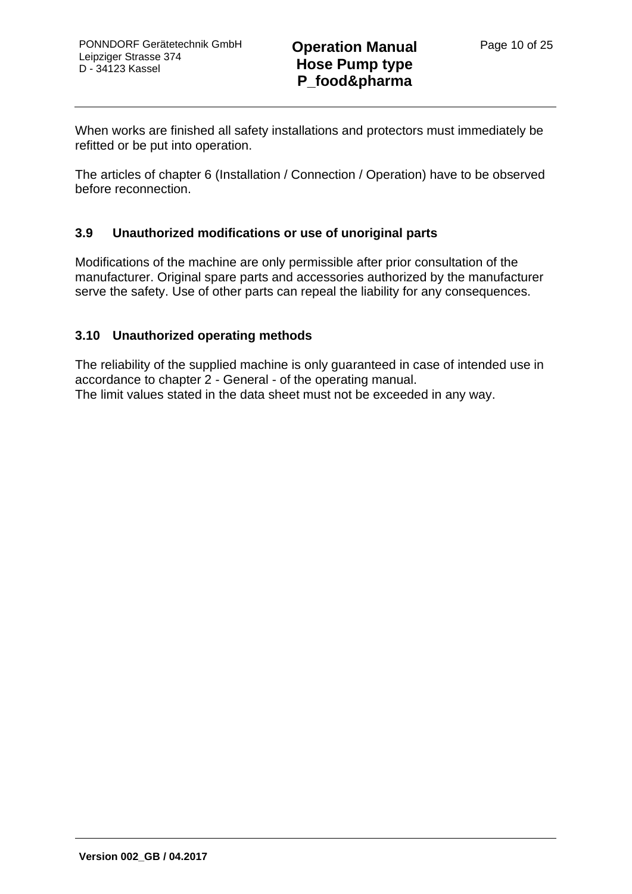When works are finished all safety installations and protectors must immediately be refitted or be put into operation.

The articles of chapter 6 (Installation / Connection / Operation) have to be observed before reconnection.

### 3.9 Unauthorized modifications or use of unoriginal parts

Modifications of the machine are only permissible after prior consultation of the manufacturer. Original spare parts and accessories authorized by the manufacturer serve the safety. Use of other parts can repeal the liability for any consequences.

### 3.10 Unauthorized operating methods

The reliability of the supplied machine is only guaranteed in case of intended use in accordance to chapter 2 - General - of the operating manual.
The limit values stated in the data sheet must not be exceeded in any way.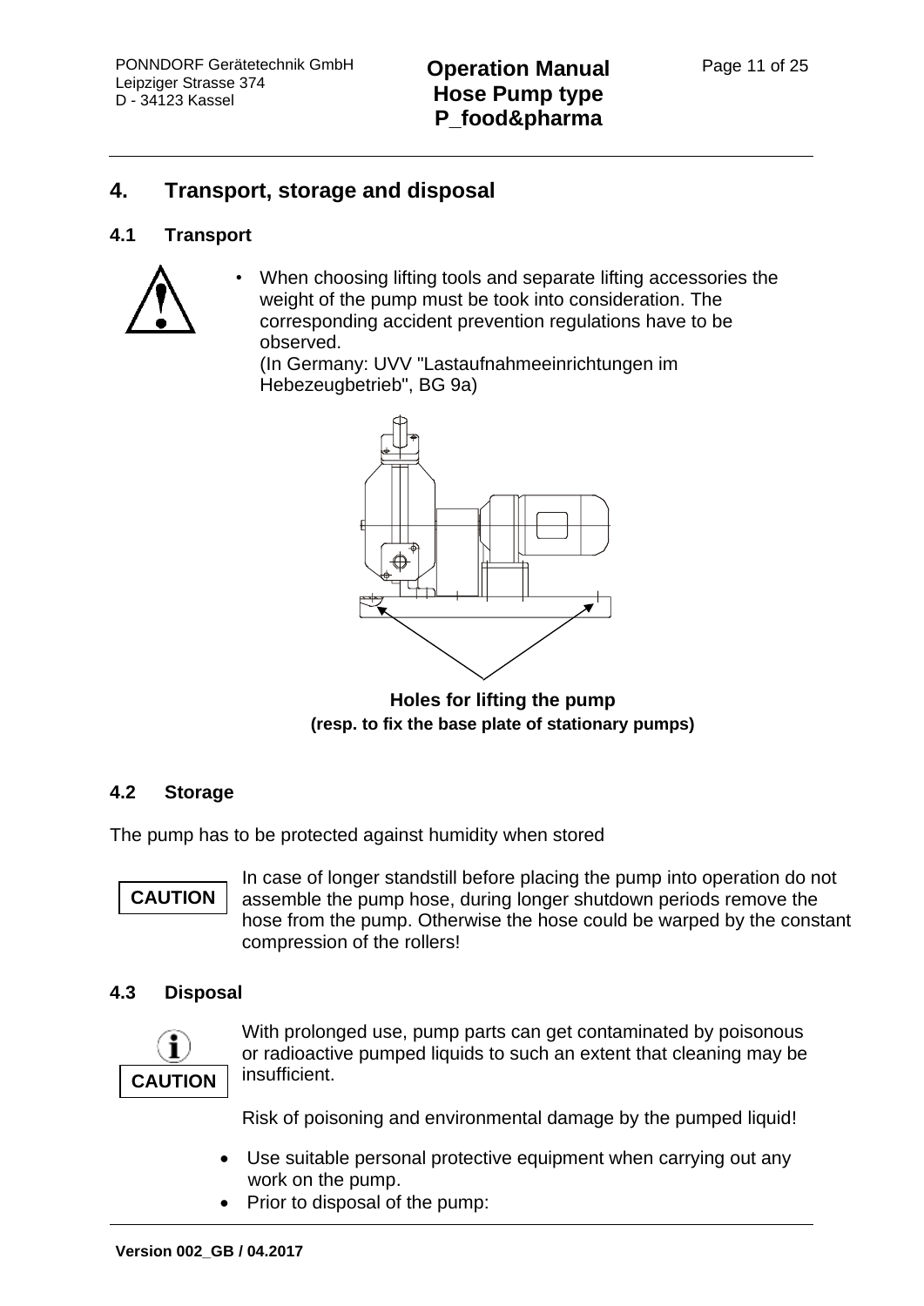## 4. Transport, storage and disposal

### 4.1 Transport

- When choosing lifting tools and separate lifting accessories the weight of the pump must be took into consideration. The corresponding accident prevention regulations have to be observed.
  (In Germany: UVV "Lastaufnahmeeinrichtungen im Hebezeugbetrieb", BG 9a)

**Holes for lifting the pump**
**(resp. to fix the base plate of stationary pumps)**

### 4.2 Storage

The pump has to be protected against humidity when stored

**CAUTION**

In case of longer standstill before placing the pump into operation do not assemble the pump hose, during longer shutdown periods remove the hose from the pump. Otherwise the hose could be warped by the constant compression of the rollers!

### 4.3 Disposal

**CAUTION**

With prolonged use, pump parts can get contaminated by poisonous or radioactive pumped liquids to such an extent that cleaning may be insufficient.

Risk of poisoning and environmental damage by the pumped liquid!

- Use suitable personal protective equipment when carrying out any work on the pump.
- Prior to disposal of the pump: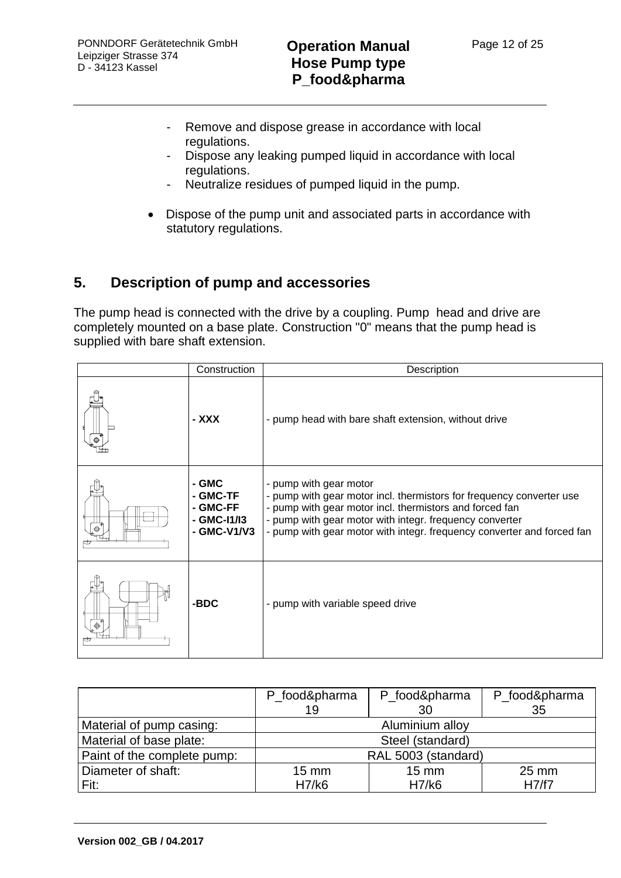- Remove and dispose grease in accordance with local regulations.
- Dispose any leaking pumped liquid in accordance with local regulations.
- Neutralize residues of pumped liquid in the pump.

- Dispose of the pump unit and associated parts in accordance with statutory regulations.

## 5. Description of pump and accessories

The pump head is connected with the drive by a coupling. Pump head and drive are completely mounted on a base plate. Construction "0" means that the pump head is supplied with bare shaft extension.

| | Construction | Description |
|---|---|---|
| | **- XXX** | - pump head with bare shaft extension, without drive |
| | **- GMC**<br>**- GMC-TF**<br>**- GMC-FF**<br>**- GMC-I1/I3**<br>**- GMC-V1/V3** | - pump with gear motor<br>- pump with gear motor incl. thermistors for frequency converter use<br>- pump with gear motor incl. thermistors and forced fan<br>- pump with gear motor with integr. frequency converter<br>- pump with gear motor with integr. frequency converter and forced fan |
| | **-BDC** | - pump with variable speed drive |

| | P_food&pharma 19 | P_food&pharma 30 | P_food&pharma 35 |
|---|---|---|---|
| Material of pump casing: | Aluminium alloy | | |
| Material of base plate: | Steel (standard) | | |
| Paint of the complete pump: | RAL 5003 (standard) | | |
| Diameter of shaft:<br>Fit: | 15 mm<br>H7/k6 | 15 mm<br>H7/k6 | 25 mm<br>H7/f7 |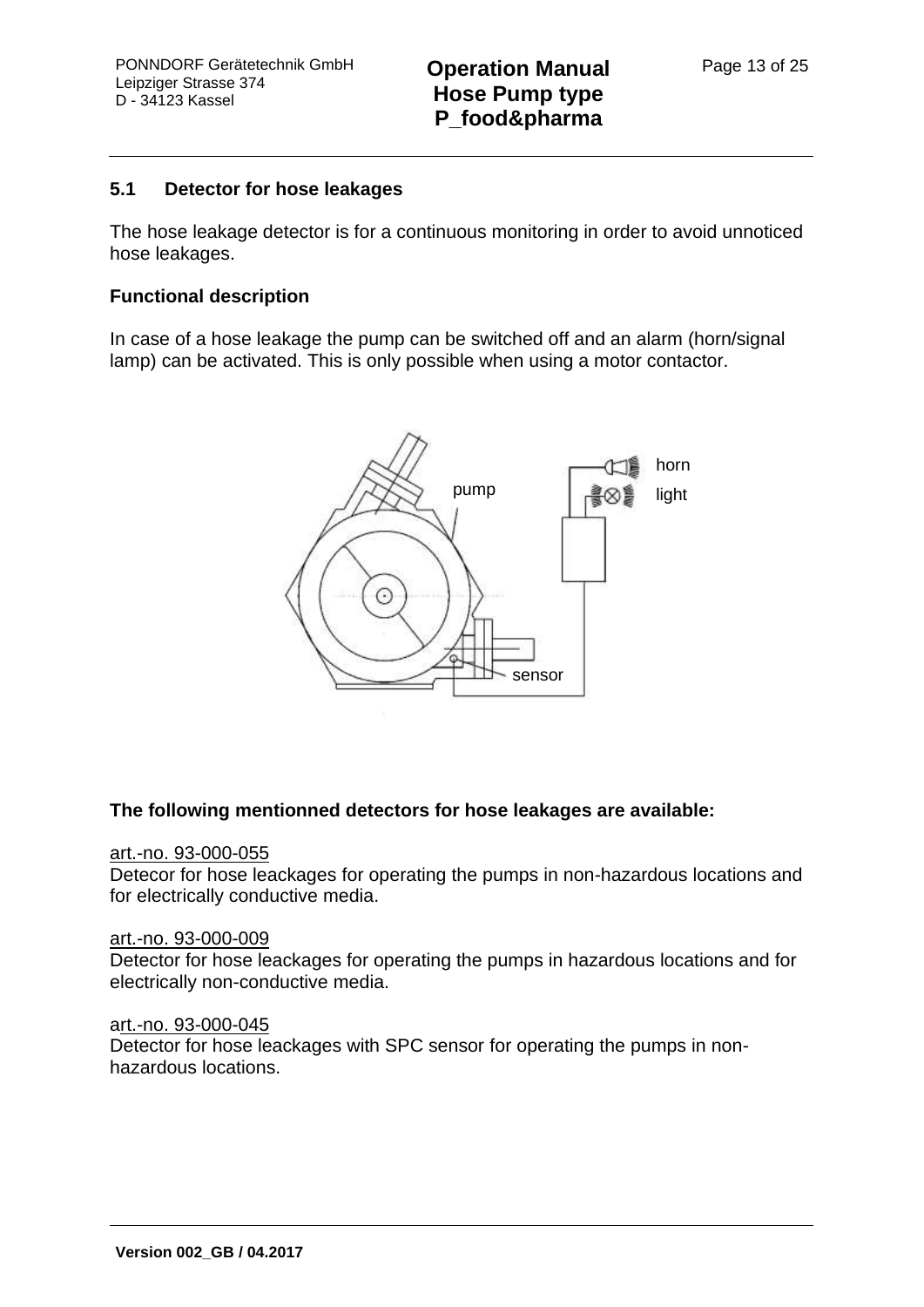## 5.1 Detector for hose leakages

The hose leakage detector is for a continuous monitoring in order to avoid unnoticed hose leakages.

**Functional description**

In case of a hose leakage the pump can be switched off and an alarm (horn/signal lamp) can be activated. This is only possible when using a motor contactor.

horn

light

pump

sensor

**The following mentionned detectors for hose leakages are available:**

art.-no. 93-000-055
Detecor for hose leackages for operating the pumps in non-hazardous locations and for electrically conductive media.

art.-no. 93-000-009
Detector for hose leackages for operating the pumps in hazardous locations and for electrically non-conductive media.

art.-no. 93-000-045
Detector for hose leackages with SPC sensor for operating the pumps in non-hazardous locations.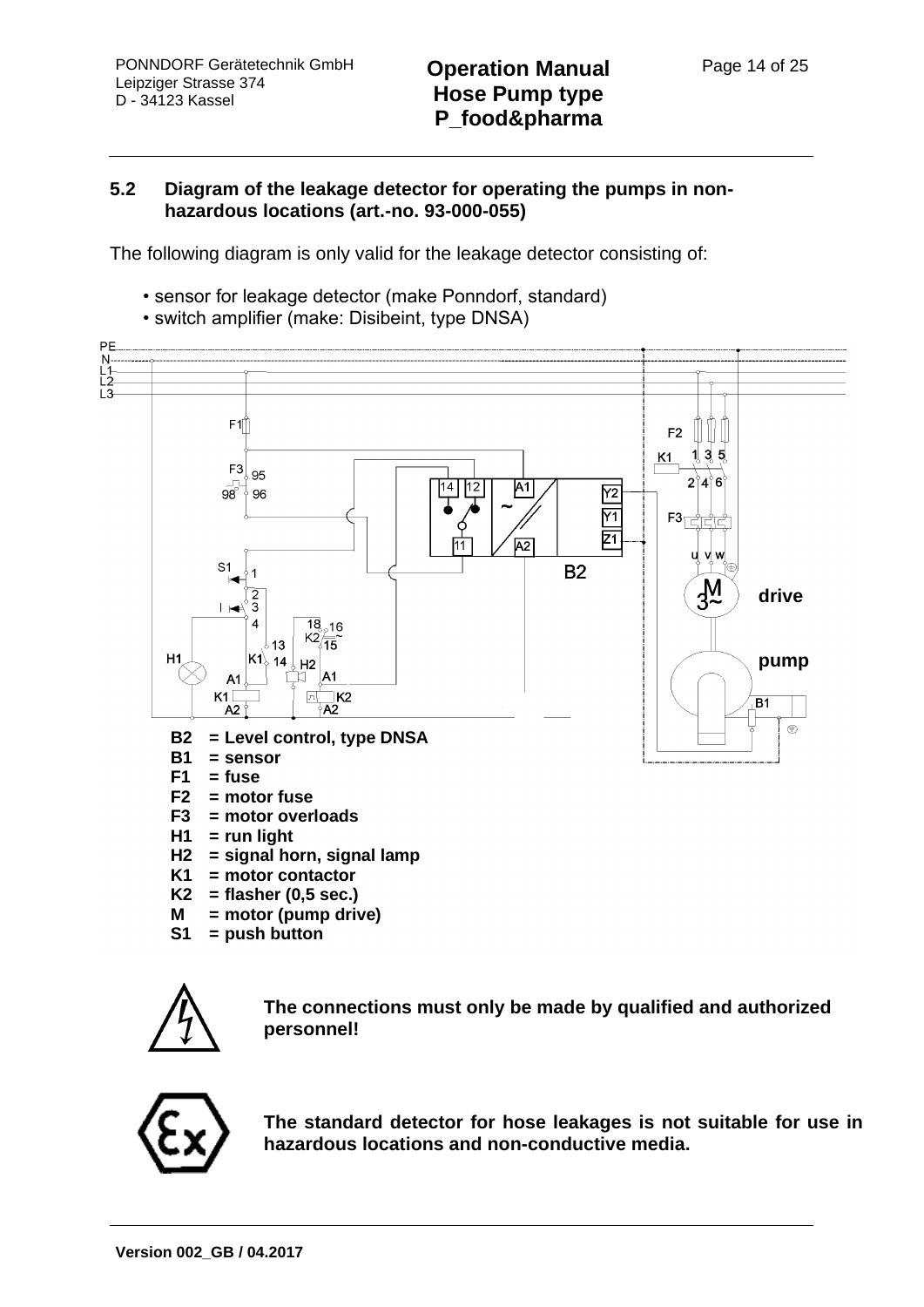## 5.2 Diagram of the leakage detector for operating the pumps in non-hazardous locations (art.-no. 93-000-055)

The following diagram is only valid for the leakage detector consisting of:

- sensor for leakage detector (make Ponndorf, standard)
- switch amplifier (make: Disibeint, type DNSA)

PE
N
L1
L2
L3
F1
F2
K1
1 3 5
2 4 6
F3 95
98 96
14 12 A1
Y2
Y1
Z1
11 A2
B2
F3
u v w
S1 1
2
3
4
M
3~
drive
18 16
K2
15
13
K1 14
H1
H2
A1
K1
A2
A1
K2
A2
pump
B1

**B2 = Level control, type DNSA**
**B1 = sensor**
**F1 = fuse**
**F2 = motor fuse**
**F3 = motor overloads**
**H1 = run light**
**H2 = signal horn, signal lamp**
**K1 = motor contactor**
**K2 = flasher (0,5 sec.)**
**M = motor (pump drive)**
**S1 = push button**

**The connections must only be made by qualified and authorized personnel!**

**The standard detector for hose leakages is not suitable for use in hazardous locations and non-conductive media.**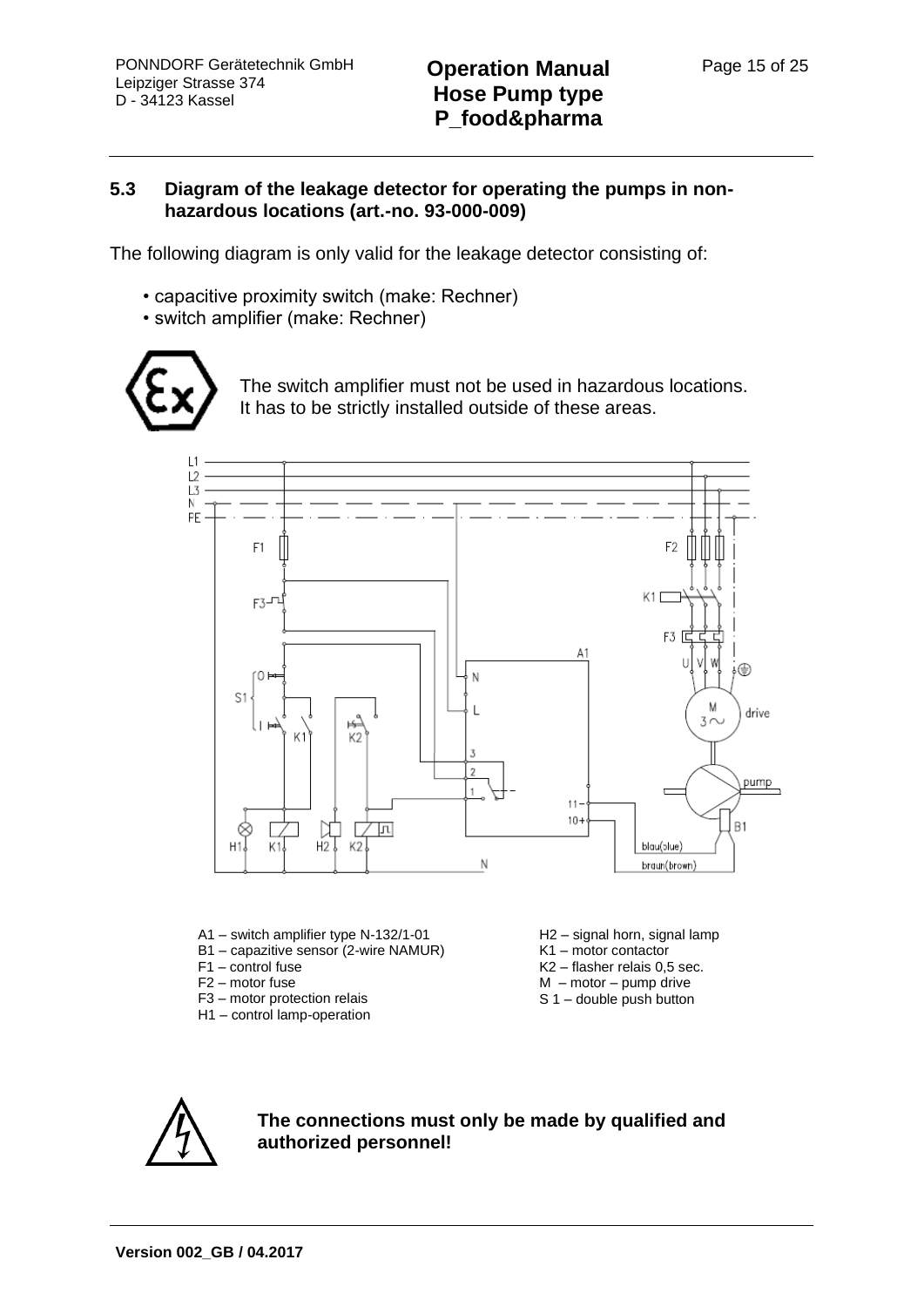## 5.3 Diagram of the leakage detector for operating the pumps in non-hazardous locations (art.-no. 93-000-009)

The following diagram is only valid for the leakage detector consisting of:

- capacitive proximity switch (make: Rechner)
- switch amplifier (make: Rechner)

The switch amplifier must not be used in hazardous locations. It has to be strictly installed outside of these areas.

L1
L2
L3
N
FE
F1
F2
F3
K1
F3
A1
U V W
M 3~
drive
pump
S1
O
I
K1
K2
N
L
3
2
1
11−
10+
B1
H1
K1
H2
K2
blau(blue)
braun(brown)
N

A1 – switch amplifier type N-132/1-01
B1 – capazitive sensor (2-wire NAMUR)
F1 – control fuse
F2 – motor fuse
F3 – motor protection relais
H1 – control lamp-operation
H2 – signal horn, signal lamp
K1 – motor contactor
K2 – flasher relais 0,5 sec.
M – motor – pump drive
S 1 – double push button

**The connections must only be made by qualified and authorized personnel!**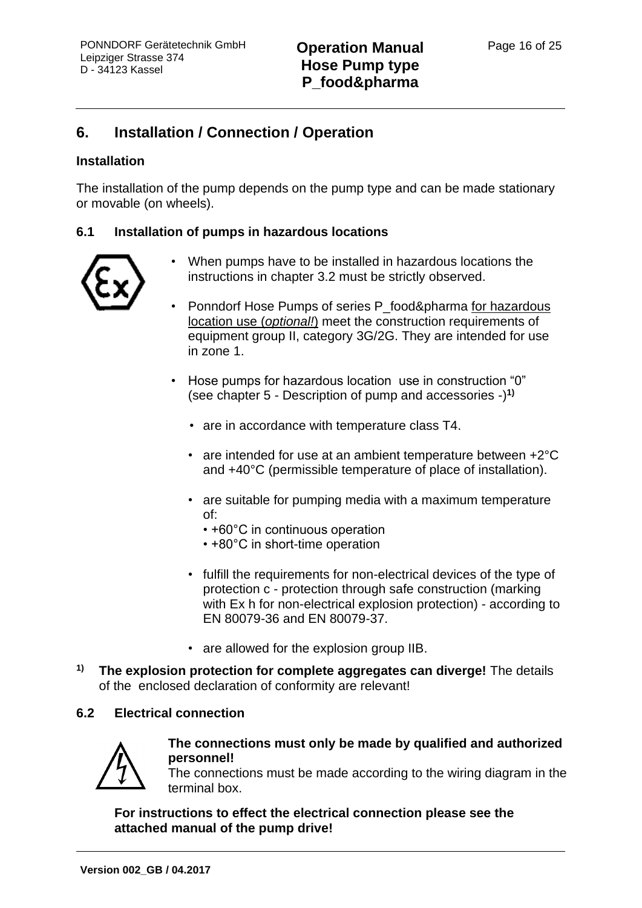## 6. Installation / Connection / Operation

**Installation**

The installation of the pump depends on the pump type and can be made stationary or movable (on wheels).

### 6.1 Installation of pumps in hazardous locations

- When pumps have to be installed in hazardous locations the instructions in chapter 3.2 must be strictly observed.
- Ponndorf Hose Pumps of series P_food&pharma for hazardous location use (*optional!*) meet the construction requirements of equipment group II, category 3G/2G. They are intended for use in zone 1.
- Hose pumps for hazardous location use in construction "0" (see chapter 5 - Description of pump and accessories -)[1)]
  - are in accordance with temperature class T4.
  - are intended for use at an ambient temperature between +2°C and +40°C (permissible temperature of place of installation).
  - are suitable for pumping media with a maximum temperature of:
    - +60°C in continuous operation
    - +80°C in short-time operation
  - fulfill the requirements for non-electrical devices of the type of protection c - protection through safe construction (marking with Ex h for non-electrical explosion protection) - according to EN 80079-36 and EN 80079-37.
  - are allowed for the explosion group IIB.

[1)] **The explosion protection for complete aggregates can diverge!** The details of the enclosed declaration of conformity are relevant!

### 6.2 Electrical connection

**The connections must only be made by qualified and authorized personnel!**
The connections must be made according to the wiring diagram in the terminal box.

**For instructions to effect the electrical connection please see the attached manual of the pump drive!**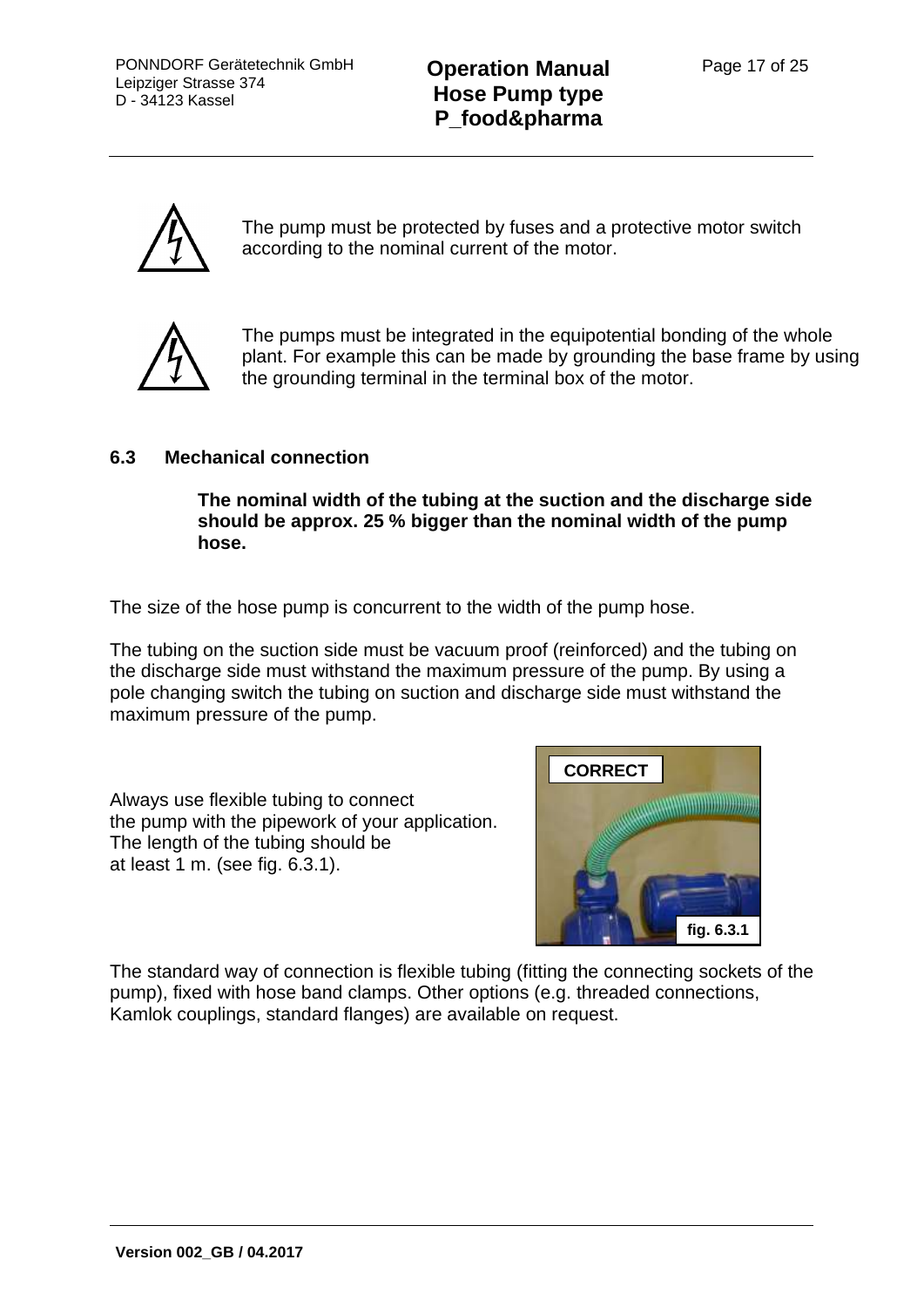The pump must be protected by fuses and a protective motor switch according to the nominal current of the motor.

The pumps must be integrated in the equipotential bonding of the whole plant. For example this can be made by grounding the base frame by using the grounding terminal in the terminal box of the motor.

## 6.3 Mechanical connection

**The nominal width of the tubing at the suction and the discharge side should be approx. 25 % bigger than the nominal width of the pump hose.**

The size of the hose pump is concurrent to the width of the pump hose.

The tubing on the suction side must be vacuum proof (reinforced) and the tubing on the discharge side must withstand the maximum pressure of the pump. By using a pole changing switch the tubing on suction and discharge side must withstand the maximum pressure of the pump.

Always use flexible tubing to connect the pump with the pipework of your application. The length of the tubing should be at least 1 m. (see fig. 6.3.1).

CORRECT

fig. 6.3.1

The standard way of connection is flexible tubing (fitting the connecting sockets of the pump), fixed with hose band clamps. Other options (e.g. threaded connections, Kamlok couplings, standard flanges) are available on request.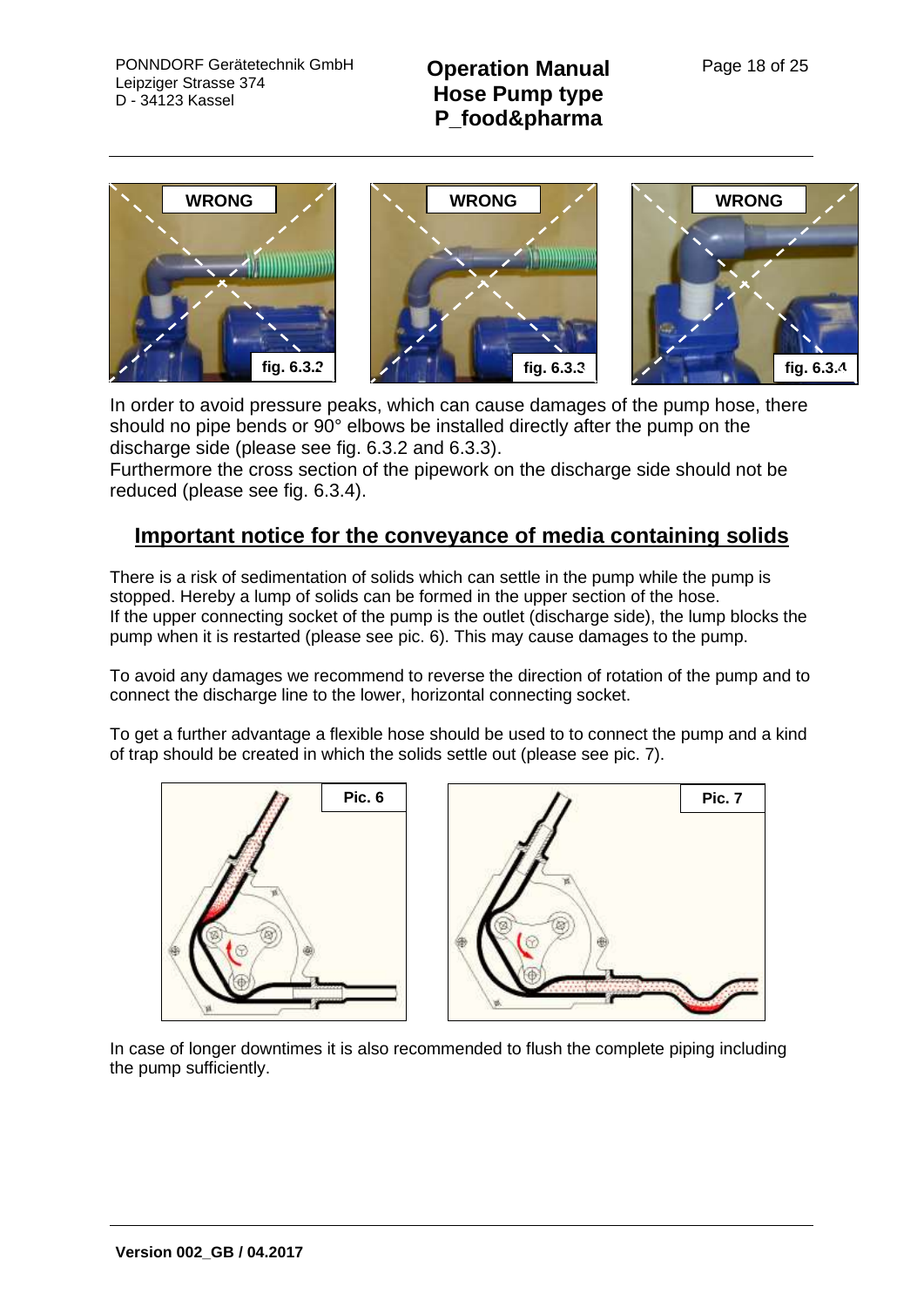WRONG

fig. 6.3.2

WRONG

fig. 6.3.3

WRONG

fig. 6.3.4

In order to avoid pressure peaks, which can cause damages of the pump hose, there should no pipe bends or 90° elbows be installed directly after the pump on the discharge side (please see fig. 6.3.2 and 6.3.3).
Furthermore the cross section of the pipework on the discharge side should not be reduced (please see fig. 6.3.4).

## Important notice for the conveyance of media containing solids

There is a risk of sedimentation of solids which can settle in the pump while the pump is stopped. Hereby a lump of solids can be formed in the upper section of the hose.
If the upper connecting socket of the pump is the outlet (discharge side), the lump blocks the pump when it is restarted (please see pic. 6). This may cause damages to the pump.

To avoid any damages we recommend to reverse the direction of rotation of the pump and to connect the discharge line to the lower, horizontal connecting socket.

To get a further advantage a flexible hose should be used to to connect the pump and a kind of trap should be created in which the solids settle out (please see pic. 7).

Pic. 6

Pic. 7

In case of longer downtimes it is also recommended to flush the complete piping including the pump sufficiently.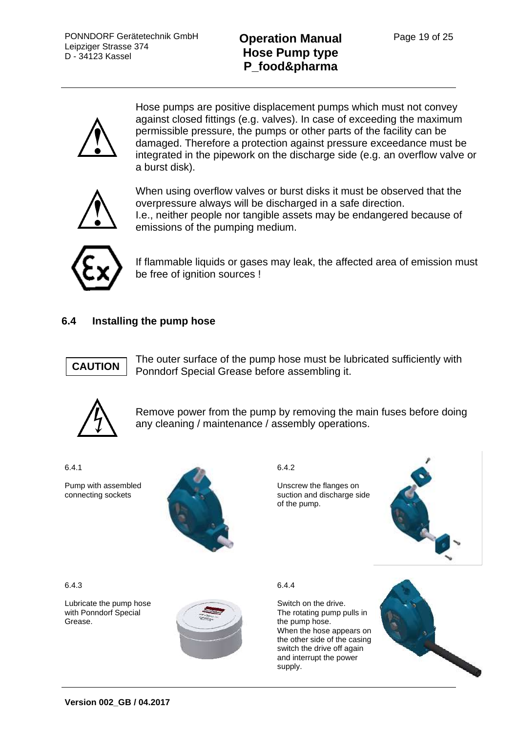Hose pumps are positive displacement pumps which must not convey against closed fittings (e.g. valves). In case of exceeding the maximum permissible pressure, the pumps or other parts of the facility can be damaged. Therefore a protection against pressure exceedance must be integrated in the pipework on the discharge side (e.g. an overflow valve or a burst disk).

When using overflow valves or burst disks it must be observed that the overpressure always will be discharged in a safe direction.
I.e., neither people nor tangible assets may be endangered because of emissions of the pumping medium.

If flammable liquids or gases may leak, the affected area of emission must be free of ignition sources !

## 6.4 Installing the pump hose

**CAUTION** The outer surface of the pump hose must be lubricated sufficiently with Ponndorf Special Grease before assembling it.

Remove power from the pump by removing the main fuses before doing any cleaning / maintenance / assembly operations.

6.4.1

Pump with assembled connecting sockets

6.4.2

Unscrew the flanges on suction and discharge side of the pump.

6.4.3

Lubricate the pump hose with Ponndorf Special Grease.

6.4.4

Switch on the drive.
The rotating pump pulls in the pump hose.
When the hose appears on the other side of the casing switch the drive off again and interrupt the power supply.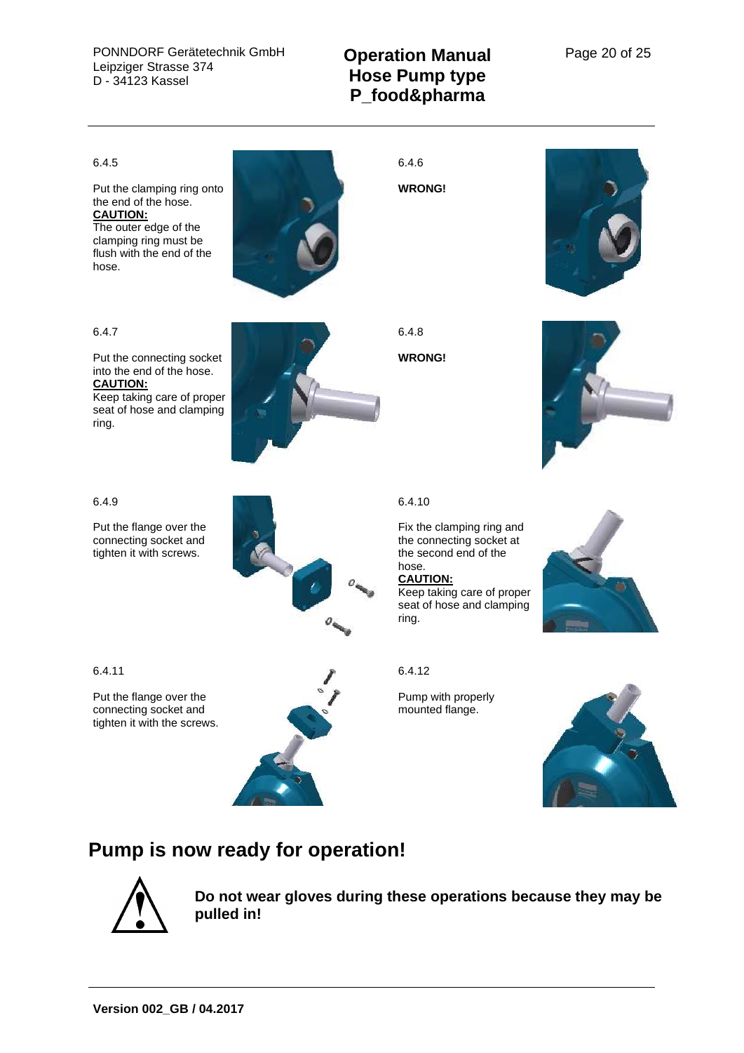6.4.5

Put the clamping ring onto the end of the hose.
**CAUTION:**
The outer edge of the clamping ring must be flush with the end of the hose.

6.4.6

**WRONG!**

6.4.7

Put the connecting socket into the end of the hose.
**CAUTION:**
Keep taking care of proper seat of hose and clamping ring.

6.4.8

**WRONG!**

6.4.9

Put the flange over the connecting socket and tighten it with screws.

6.4.10

Fix the clamping ring and the connecting socket at the second end of the hose.
**CAUTION:**
Keep taking care of proper seat of hose and clamping ring.

6.4.11

Put the flange over the connecting socket and tighten it with the screws.

6.4.12

Pump with properly mounted flange.

## Pump is now ready for operation!

**Do not wear gloves during these operations because they may be pulled in!**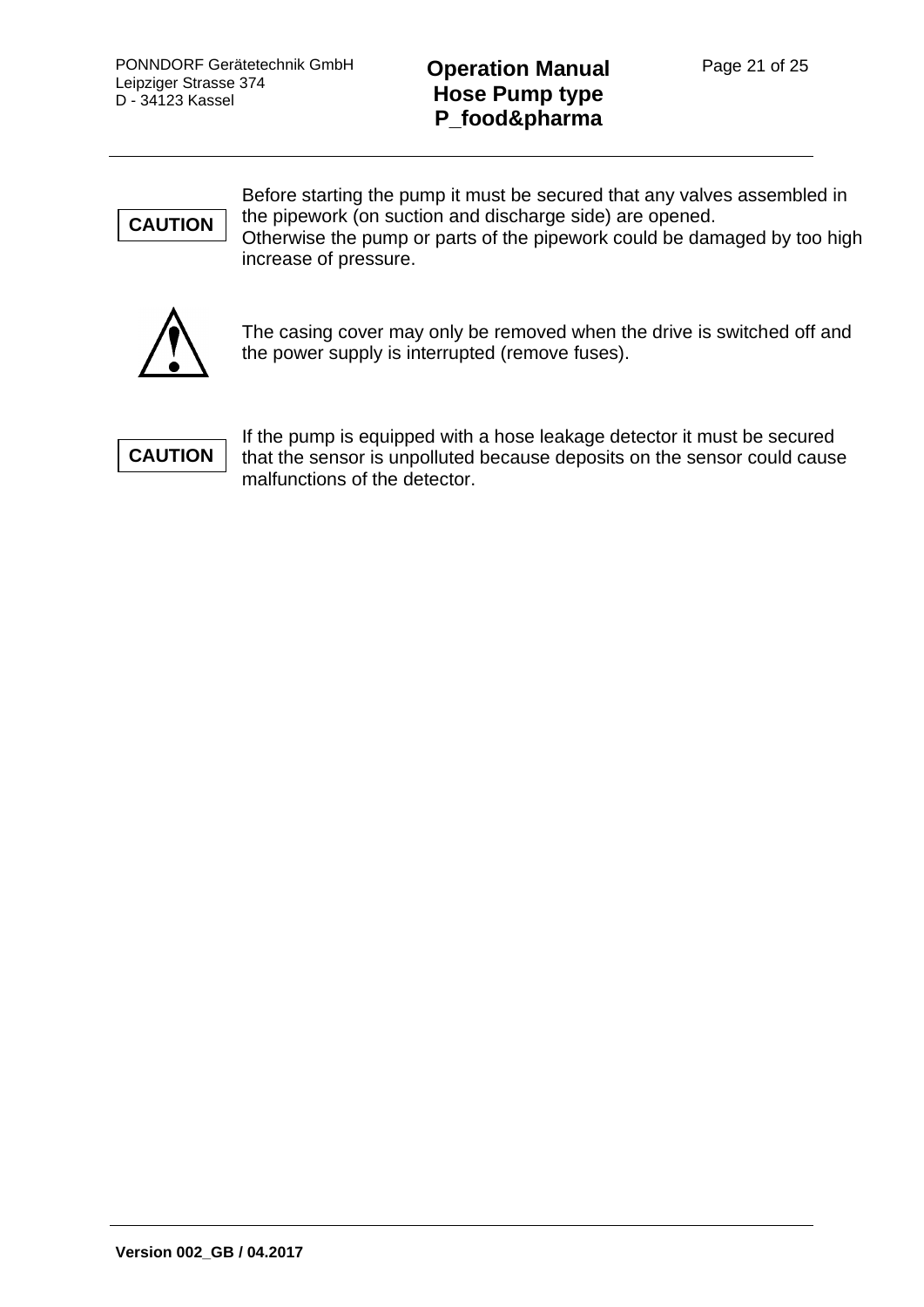**CAUTION**

Before starting the pump it must be secured that any valves assembled in the pipework (on suction and discharge side) are opened.
Otherwise the pump or parts of the pipework could be damaged by too high increase of pressure.

The casing cover may only be removed when the drive is switched off and the power supply is interrupted (remove fuses).

**CAUTION**

If the pump is equipped with a hose leakage detector it must be secured that the sensor is unpolluted because deposits on the sensor could cause malfunctions of the detector.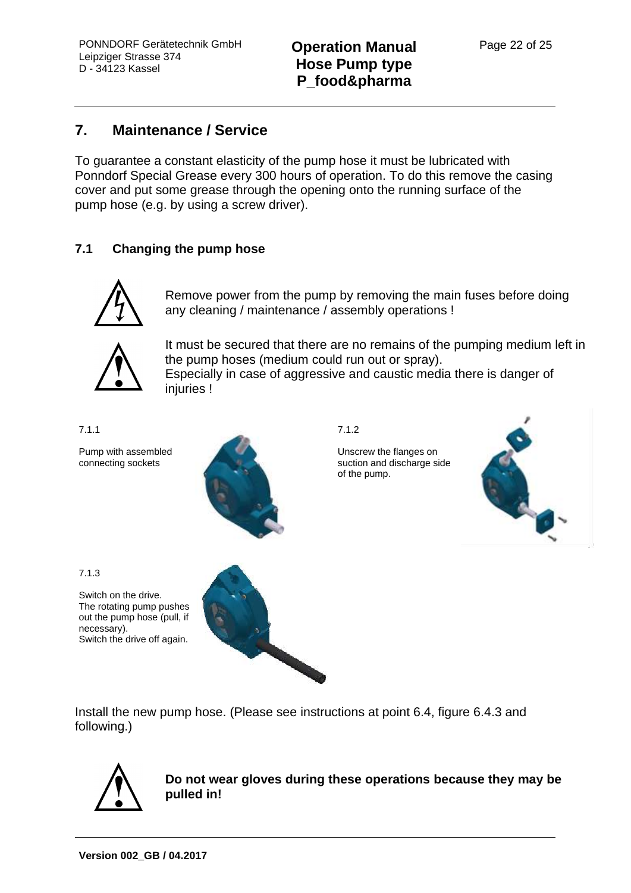## 7. Maintenance / Service

To guarantee a constant elasticity of the pump hose it must be lubricated with Ponndorf Special Grease every 300 hours of operation. To do this remove the casing cover and put some grease through the opening onto the running surface of the pump hose (e.g. by using a screw driver).

### 7.1 Changing the pump hose

Remove power from the pump by removing the main fuses before doing any cleaning / maintenance / assembly operations !

It must be secured that there are no remains of the pumping medium left in the pump hoses (medium could run out or spray).
Especially in case of aggressive and caustic media there is danger of injuries !

7.1.1

Pump with assembled connecting sockets

7.1.2

Unscrew the flanges on suction and discharge side of the pump.

7.1.3

Switch on the drive.
The rotating pump pushes out the pump hose (pull, if necessary).
Switch the drive off again.

Install the new pump hose. (Please see instructions at point 6.4, figure 6.4.3 and following.)

**Do not wear gloves during these operations because they may be pulled in!**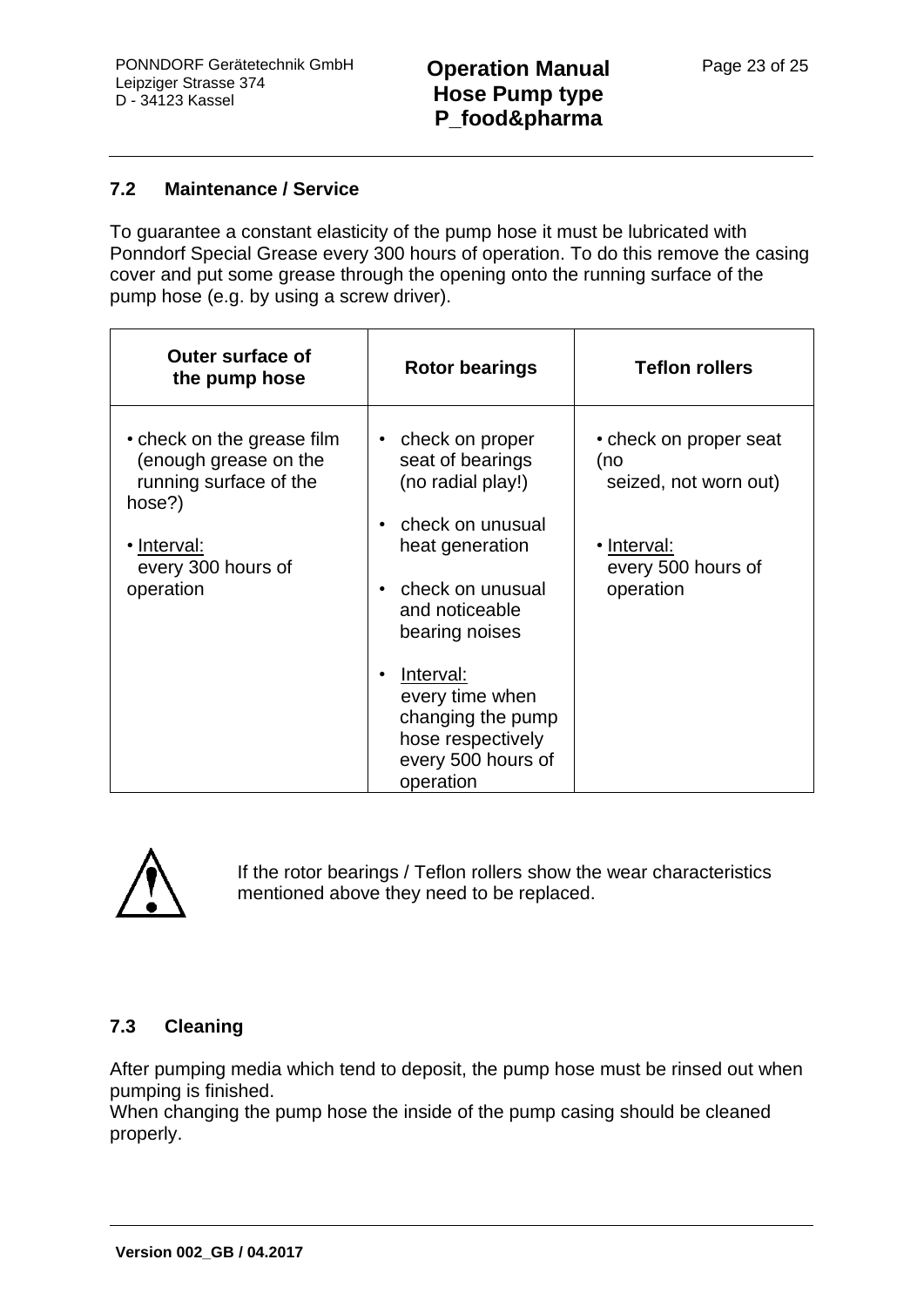## 7.2 Maintenance / Service

To guarantee a constant elasticity of the pump hose it must be lubricated with Ponndorf Special Grease every 300 hours of operation. To do this remove the casing cover and put some grease through the opening onto the running surface of the pump hose (e.g. by using a screw driver).

| Outer surface of the pump hose | Rotor bearings | Teflon rollers |
|---|---|---|
| • check on the grease film (enough grease on the running surface of the hose?)<br><br>• Interval:<br>every 300 hours of operation | • check on proper seat of bearings (no radial play!)<br><br>• check on unusual heat generation<br><br>• check on unusual and noticeable bearing noises<br><br>• Interval:<br>every time when changing the pump hose respectively every 500 hours of operation | • check on proper seat (no seized, not worn out)<br><br>• Interval:<br>every 500 hours of operation |

If the rotor bearings / Teflon rollers show the wear characteristics mentioned above they need to be replaced.

## 7.3 Cleaning

After pumping media which tend to deposit, the pump hose must be rinsed out when pumping is finished.
When changing the pump hose the inside of the pump casing should be cleaned properly.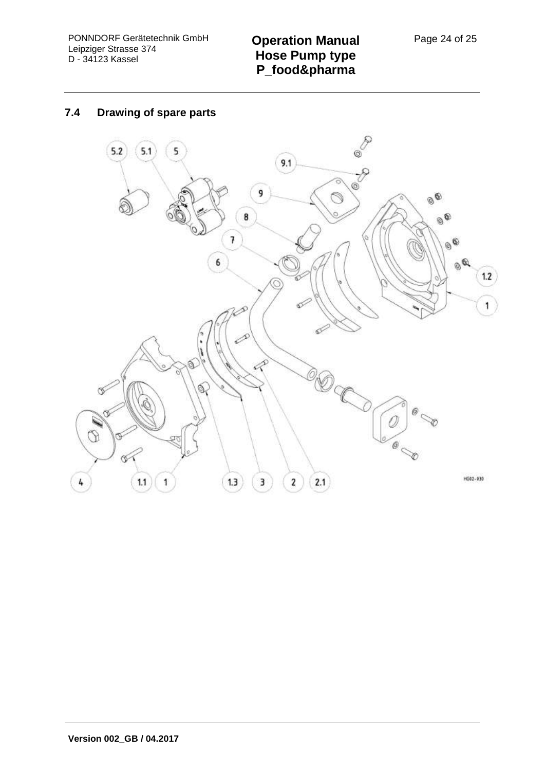## 7.4 Drawing of spare parts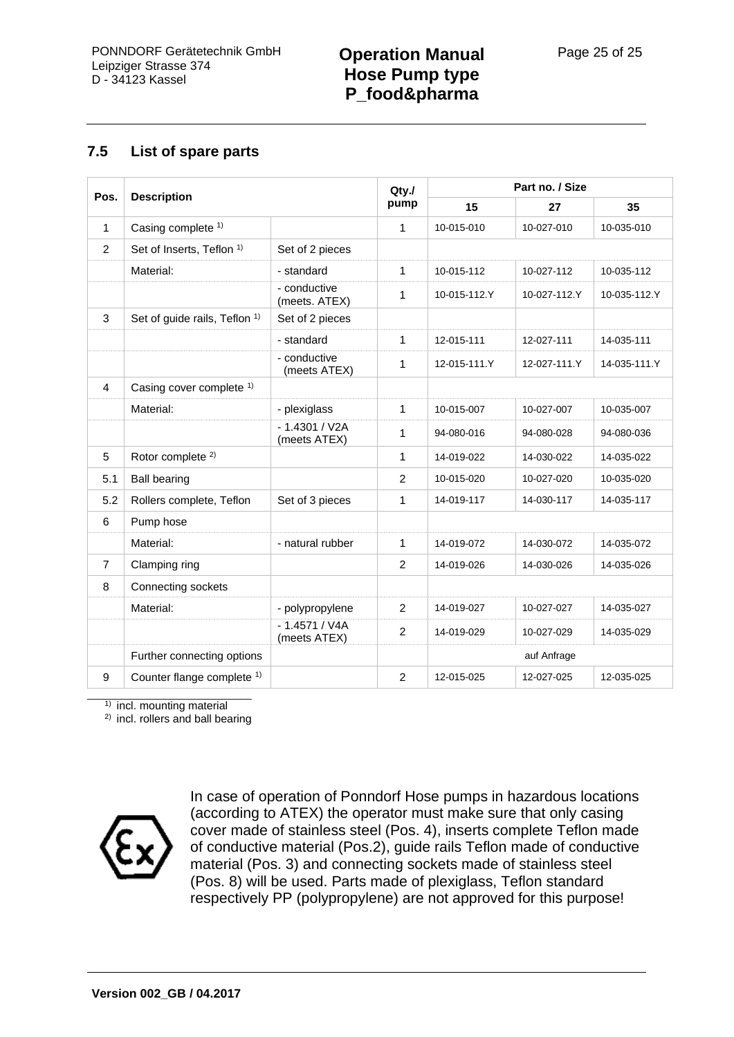## 7.5 List of spare parts

| Pos. | Description | | Qty./ pump | Part no. / Size | | |
|---|---|---|---|---|---|---|
| | | | | 15 | 27 | 35 |
| 1 | Casing complete [1] | | 1 | 10-015-010 | 10-027-010 | 10-035-010 |
| 2 | Set of Inserts, Teflon [1] | Set of 2 pieces | | | | |
| | Material: | - standard | 1 | 10-015-112 | 10-027-112 | 10-035-112 |
| | | - conductive (meets. ATEX) | 1 | 10-015-112.Y | 10-027-112.Y | 10-035-112.Y |
| 3 | Set of guide rails, Teflon [1] | Set of 2 pieces | | | | |
| | | - standard | 1 | 12-015-111 | 12-027-111 | 14-035-111 |
| | | - conductive (meets ATEX) | 1 | 12-015-111.Y | 12-027-111.Y | 14-035-111.Y |
| 4 | Casing cover complete [1] | | | | | |
| | Material: | - plexiglass | 1 | 10-015-007 | 10-027-007 | 10-035-007 |
| | | - 1.4301 / V2A (meets ATEX) | 1 | 94-080-016 | 94-080-028 | 94-080-036 |
| 5 | Rotor complete [2] | | 1 | 14-019-022 | 14-030-022 | 14-035-022 |
| 5.1 | Ball bearing | | 2 | 10-015-020 | 10-027-020 | 10-035-020 |
| 5.2 | Rollers complete, Teflon | Set of 3 pieces | 1 | 14-019-117 | 14-030-117 | 14-035-117 |
| 6 | Pump hose | | | | | |
| | Material: | - natural rubber | 1 | 14-019-072 | 14-030-072 | 14-035-072 |
| 7 | Clamping ring | | 2 | 14-019-026 | 14-030-026 | 14-035-026 |
| 8 | Connecting sockets | | | | | |
| | Material: | - polypropylene | 2 | 14-019-027 | 10-027-027 | 14-035-027 |
| | | - 1.4571 / V4A (meets ATEX) | 2 | 14-019-029 | 10-027-029 | 14-035-029 |
| | Further connecting options | | | auf Anfrage | | |
| 9 | Counter flange complete [1] | | 2 | 12-015-025 | 12-027-025 | 12-035-025 |

[1] incl. mounting material
[2] incl. rollers and ball bearing

In case of operation of Ponndorf Hose pumps in hazardous locations (according to ATEX) the operator must make sure that only casing cover made of stainless steel (Pos. 4), inserts complete Teflon made of conductive material (Pos.2), guide rails Teflon made of conductive material (Pos. 3) and connecting sockets made of stainless steel (Pos. 8) will be used. Parts made of plexiglass, Teflon standard respectively PP (polypropylene) are not approved for this purpose!

**Version 002_GB / 04.2017**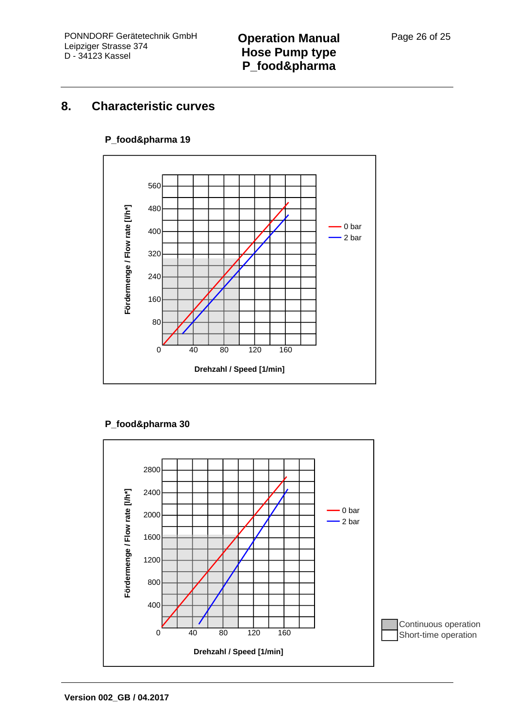## 8. Characteristic curves

### P_food&pharma 19

Fördermenge / Flow rate [l/h*]

560
480
400
320
240
160
80
0

40 80 120 160

Drehzahl / Speed [1/min]

0 bar
2 bar

### P_food&pharma 30

Fördermenge / Flow rate [l/h*]

2800
2400
2000
1600
1200
800
400
0

40 80 120 160

Drehzahl / Speed [1/min]

0 bar
2 bar

Continuous operation
Short-time operation

**Version 002_GB / 04.2017**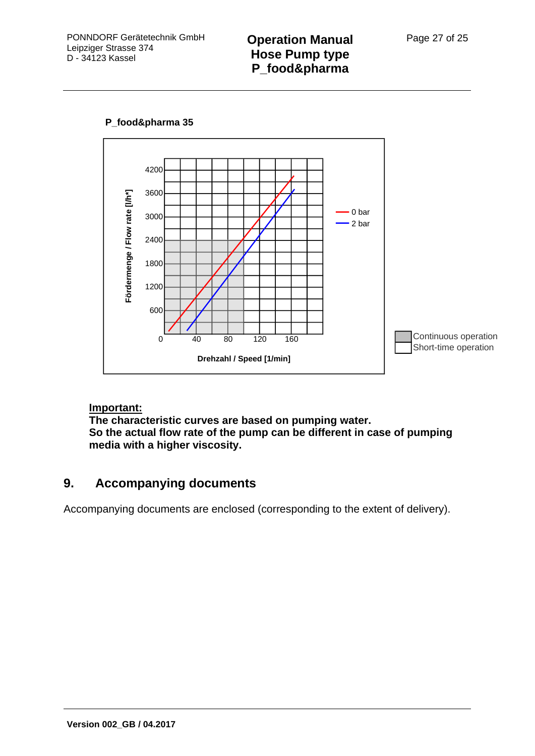**P_food&pharma 35**

Fördermenge / Flow rate [l/h*]

4200
3600
3000
2400
1800
1200
600
0

40
80
120
160

Drehzahl / Speed [1/min]

0 bar
2 bar

Continuous operation
Short-time operation

**Important:**
**The characteristic curves are based on pumping water.**
**So the actual flow rate of the pump can be different in case of pumping media with a higher viscosity.**

## 9. Accompanying documents

Accompanying documents are enclosed (corresponding to the extent of delivery).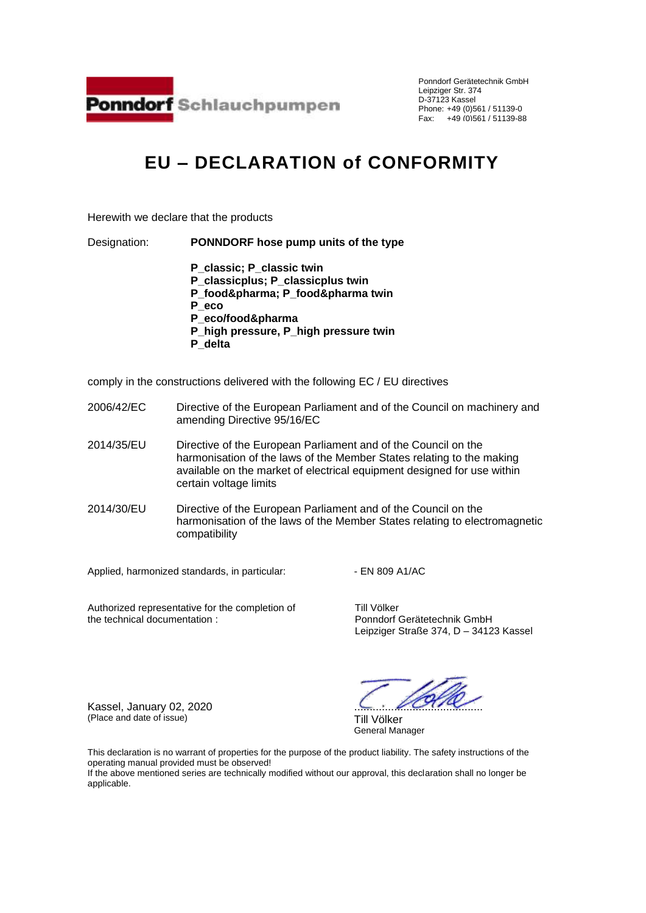Ponndorf Schlauchpumpen

Ponndorf Gerätetechnik GmbH
Leipziger Str. 374
D-37123 Kassel
Phone: +49 (0)561 / 51139-0
Fax: +49 (0)561 / 51139-88

# EU – DECLARATION of CONFORMITY

Herewith we declare that the products

Designation: **PONNDORF hose pump units of the type**

**P_classic; P_classic twin**
**P_classicplus; P_classicplus twin**
**P_food&pharma; P_food&pharma twin**
**P_eco**
**P_eco/food&pharma**
**P_high pressure, P_high pressure twin**
**P_delta**

comply in the constructions delivered with the following EC / EU directives

| | |
|---|---|
| 2006/42/EC | Directive of the European Parliament and of the Council on machinery and amending Directive 95/16/EC |
| 2014/35/EU | Directive of the European Parliament and of the Council on the harmonisation of the laws of the Member States relating to the making available on the market of electrical equipment designed for use within certain voltage limits |
| 2014/30/EU | Directive of the European Parliament and of the Council on the harmonisation of the laws of the Member States relating to electromagnetic compatibility |

Applied, harmonized standards, in particular: - EN 809 A1/AC

Authorized representative for the completion of the technical documentation :

Till Völker
Ponndorf Gerätetechnik GmbH
Leipziger Straße 374, D – 34123 Kassel

Kassel, January 02, 2020
(Place and date of issue)

.........................................
Till Völker
General Manager

This declaration is no warrant of properties for the purpose of the product liability. The safety instructions of the operating manual provided must be observed!
If the above mentioned series are technically modified without our approval, this declaration shall no longer be applicable.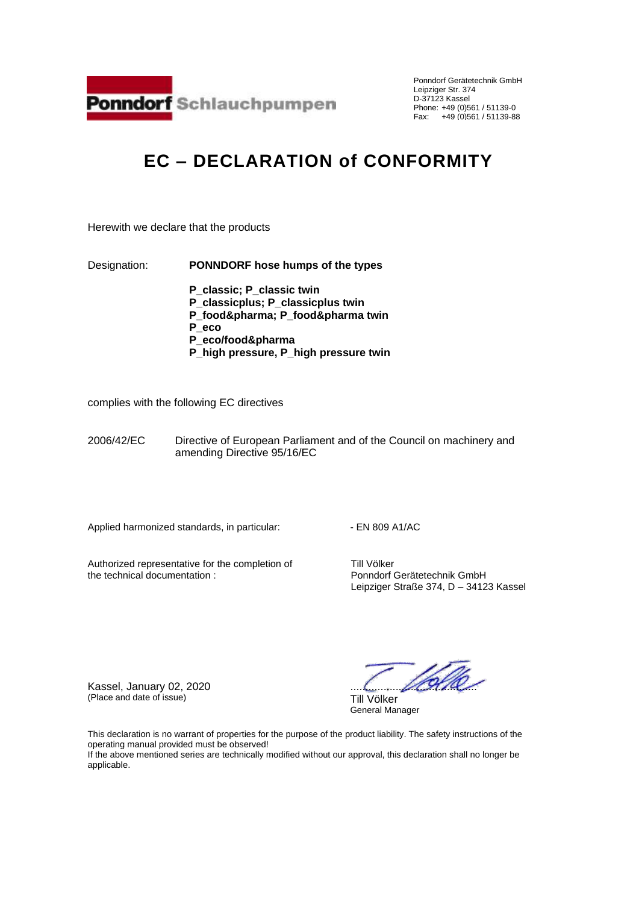Ponndorf Schlauchpumpen

Ponndorf Gerätetechnik GmbH
Leipziger Str. 374
D-37123 Kassel
Phone: +49 (0)561 / 51139-0
Fax: +49 (0)561 / 51139-88

# EC – DECLARATION of CONFORMITY

Herewith we declare that the products

Designation: **PONNDORF hose humps of the types**

**P_classic; P_classic twin**
**P_classicplus; P_classicplus twin**
**P_food&pharma; P_food&pharma twin**
**P_eco**
**P_eco/food&pharma**
**P_high pressure, P_high pressure twin**

complies with the following EC directives

2006/42/EC Directive of European Parliament and of the Council on machinery and amending Directive 95/16/EC

Applied harmonized standards, in particular: - EN 809 A1/AC

Authorized representative for the completion of the technical documentation :

Till Völker
Ponndorf Gerätetechnik GmbH
Leipziger Straße 374, D – 34123 Kassel

Kassel, January 02, 2020
(Place and date of issue)

.......................................
Till Völker
General Manager

This declaration is no warrant of properties for the purpose of the product liability. The safety instructions of the operating manual provided must be observed!
If the above mentioned series are technically modified without our approval, this declaration shall no longer be applicable.